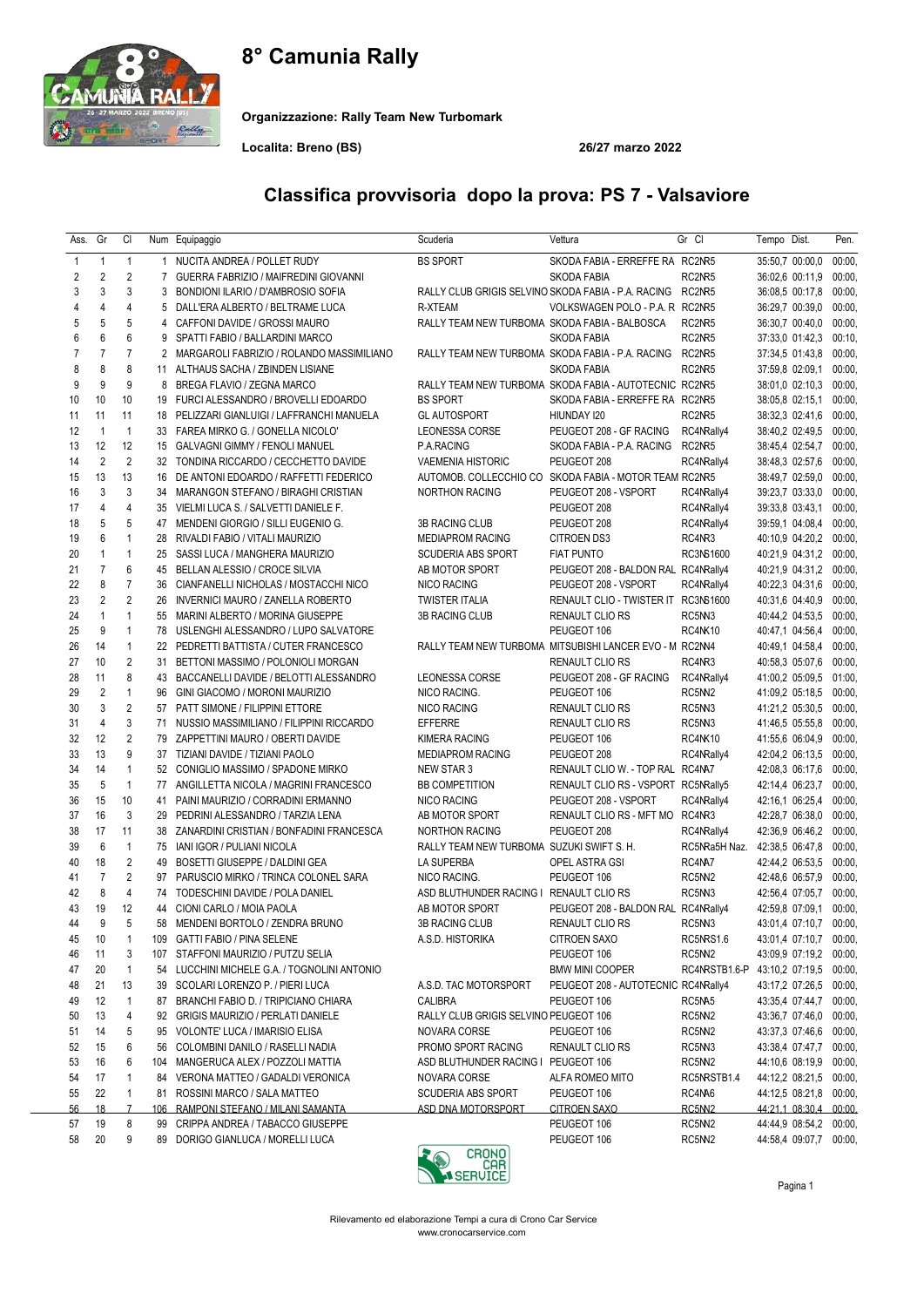# 8° Camunia Rally

**Organizzazione: Rally Team New Turbomark**

**Localita: Breno (BS)** **26/27 marzo 2022**

## Classifica provvisoria dopo la prova: PS 7 - Valsaviore

| Ass. | Gr | Cl | Num | Equipaggio | Scuderia | Vettura | Gr Cl | Tempo | Dist. | Pen. |
|---|---|---|---|---|---|---|---|---|---|---|
| 1 | 1 | 1 | 1 | NUCITA ANDREA / POLLET RUDY | BS SPORT | SKODA FABIA - ERREFFE RA | RC2NR5 | 35:50,7 | 00:00,0 | 00:00, |
| 2 | 2 | 2 | 7 | GUERRA FABRIZIO / MAIFREDINI GIOVANNI | | SKODA FABIA | RC2NR5 | 36:02,6 | 00:11,9 | 00:00, |
| 3 | 3 | 3 | 3 | BONDIONI ILARIO / D'AMBROSIO SOFIA | RALLY CLUB GRIGIS SELVINO | SKODA FABIA - P.A. RACING | RC2NR5 | 36:08,5 | 00:17,8 | 00:00, |
| 4 | 4 | 4 | 5 | DALL'ERA ALBERTO / BELTRAME LUCA | R-XTEAM | VOLKSWAGEN POLO - P.A. R | RC2NR5 | 36:29,7 | 00:39,0 | 00:00, |
| 5 | 5 | 5 | 4 | CAFFONI DAVIDE / GROSSI MAURO | RALLY TEAM NEW TURBOMA | SKODA FABIA - BALBOSCA | RC2NR5 | 36:30,7 | 00:40,0 | 00:00, |
| 6 | 6 | 6 | 9 | SPATTI FABIO / BALLARDINI MARCO | | SKODA FABIA | RC2NR5 | 37:33,0 | 01:42,3 | 00:10, |
| 7 | 7 | 7 | 2 | MARGAROLI FABRIZIO / ROLANDO MASSIMILIANO | RALLY TEAM NEW TURBOMA | SKODA FABIA - P.A. RACING | RC2NR5 | 37:34,5 | 01:43,8 | 00:00, |
| 8 | 8 | 8 | 11 | ALTHAUS SACHA / ZBINDEN LISIANE | | SKODA FABIA | RC2NR5 | 37:59,8 | 02:09,1 | 00:00, |
| 9 | 9 | 9 | 8 | BREGA FLAVIO / ZEGNA MARCO | RALLY TEAM NEW TURBOMA | SKODA FABIA - AUTOTECNIC | RC2NR5 | 38:01,0 | 02:10,3 | 00:00, |
| 10 | 10 | 10 | 19 | FURCI ALESSANDRO / BROVELLI EDOARDO | BS SPORT | SKODA FABIA - ERREFFE RA | RC2NR5 | 38:05,8 | 02:15,1 | 00:00, |
| 11 | 11 | 11 | 18 | PELIZZARI GIANLUIGI / LAFFRANCHI MANUELA | GL AUTOSPORT | HIUNDAY I20 | RC2NR5 | 38:32,3 | 02:41,6 | 00:00, |
| 12 | 1 | 1 | 33 | FAREA MIRKO G. / GONELLA NICOLO' | LEONESSA CORSE | PEUGEOT 208 - GF RACING | RC4NRally4 | 38:40,2 | 02:49,5 | 00:00, |
| 13 | 12 | 12 | 15 | GALVAGNI GIMMY / FENOLI MANUEL | P.A.RACING | SKODA FABIA - P.A. RACING | RC2NR5 | 38:45,4 | 02:54,7 | 00:00, |
| 14 | 2 | 2 | 32 | TONDINA RICCARDO / CECCHETTO DAVIDE | VAEMENIA HISTORIC | PEUGEOT 208 | RC4NRally4 | 38:48,3 | 02:57,6 | 00:00, |
| 15 | 13 | 13 | 16 | DE ANTONI EDOARDO / RAFFETTI FEDERICO | AUTOMOB. COLLECCHIO CO | SKODA FABIA - MOTOR TEAM | RC2NR5 | 38:49,7 | 02:59,0 | 00:00, |
| 16 | 3 | 3 | 34 | MARANGON STEFANO / BIRAGHI CRISTIAN | NORTHON RACING | PEUGEOT 208 - VSPORT | RC4NRally4 | 39:23,7 | 03:33,0 | 00:00, |
| 17 | 4 | 4 | 35 | VIELMI LUCA S. / SALVETTI DANIELE F. | | PEUGEOT 208 | RC4NRally4 | 39:33,8 | 03:43,1 | 00:00, |
| 18 | 5 | 5 | 47 | MENDENI GIORGIO / SILLI EUGENIO G. | 3B RACING CLUB | PEUGEOT 208 | RC4NRally4 | 39:59,1 | 04:08,4 | 00:00, |
| 19 | 6 | 1 | 28 | RIVALDI FABIO / VITALI MAURIZIO | MEDIAPROM RACING | CITROEN DS3 | RC4NR3 | 40:10,9 | 04:20,2 | 00:00, |
| 20 | 1 | 1 | 25 | SASSI LUCA / MANGHERA MAURIZIO | SCUDERIA ABS SPORT | FIAT PUNTO | RC3NS1600 | 40:21,9 | 04:31,2 | 00:00, |
| 21 | 7 | 6 | 45 | BELLAN ALESSIO / CROCE SILVIA | AB MOTOR SPORT | PEUGEOT 208 - BALDON RAL | RC4NRally4 | 40:21,9 | 04:31,2 | 00:00, |
| 22 | 8 | 7 | 36 | CIANFANELLI NICHOLAS / MOSTACCHI NICO | NICO RACING | PEUGEOT 208 - VSPORT | RC4NRally4 | 40:22,3 | 04:31,6 | 00:00, |
| 23 | 2 | 2 | 26 | INVERNICI MAURO / ZANELLA ROBERTO | TWISTER ITALIA | RENAULT CLIO - TWISTER IT | RC3NS1600 | 40:31,6 | 04:40,9 | 00:00, |
| 24 | 1 | 1 | 55 | MARINI ALBERTO / MORINA GIUSEPPE | 3B RACING CLUB | RENAULT CLIO RS | RC5NN3 | 40:44,2 | 04:53,5 | 00:00, |
| 25 | 9 | 1 | 78 | USLENGHI ALESSANDRO / LUPO SALVATORE | | PEUGEOT 106 | RC4NK10 | 40:47,1 | 04:56,4 | 00:00, |
| 26 | 14 | 1 | 22 | PEDRETTI BATTISTA / CUTER FRANCESCO | RALLY TEAM NEW TURBOMA | MITSUBISHI LANCER EVO - M | RC2NN4 | 40:49,1 | 04:58,4 | 00:00, |
| 27 | 10 | 2 | 31 | BETTONI MASSIMO / POLONIOLI MORGAN | | RENAULT CLIO RS | RC4NR3 | 40:58,3 | 05:07,6 | 00:00, |
| 28 | 11 | 8 | 43 | BACCANELLI DAVIDE / BELOTTI ALESSANDRO | LEONESSA CORSE | PEUGEOT 208 - GF RACING | RC4NRally4 | 41:00,2 | 05:09,5 | 01:00, |
| 29 | 2 | 1 | 96 | GINI GIOVANNI / MORONI MAURIZIO | NICO RACING. | PEUGEOT 106 | RC5NN2 | 41:09,2 | 05:18,5 | 00:00, |
| 30 | 3 | 2 | 57 | PATT SIMONE / FILIPPINI ETTORE | NICO RACING | RENAULT CLIO RS | RC5NN3 | 41:21,2 | 05:30,5 | 00:00, |
| 31 | 4 | 3 | 71 | NUSSIO MASSIMILIANO / FILIPPINI RICCARDO | EFFERRE | RENAULT CLIO RS | RC5NN3 | 41:46,5 | 05:55,8 | 00:00, |
| 32 | 12 | 2 | 79 | ZAPPETTINI MAURO / OBERTI DAVIDE | KIMERA RACING | PEUGEOT 106 | RC4NK10 | 41:55,6 | 06:04,9 | 00:00, |
| 33 | 13 | 9 | 37 | TIZIANI DAVIDE / TIZIANI PAOLO | MEDIAPROM RACING | PEUGEOT 208 | RC4NRally4 | 42:04,2 | 06:13,5 | 00:00, |
| 34 | 14 | 1 | 52 | CONIGLIO MASSIMO / SPADONE MIRKO | NEW STAR 3 | RENAULT CLIO W. - TOP RAL | RC4NA7 | 42:08,3 | 06:17,6 | 00:00, |
| 35 | 5 | 1 | 77 | ANGILLETTA NICOLA / MAGRINI FRANCESCO | BB COMPETITION | RENAULT CLIO RS - VSPORT | RC5NRally5 | 42:14,4 | 06:23,7 | 00:00, |
| 36 | 15 | 10 | 41 | PAINI MAURIZIO / CORRADINI ERMANNO | NICO RACING | PEUGEOT 208 - VSPORT | RC4NRally4 | 42:16,1 | 06:25,4 | 00:00, |
| 37 | 16 | 3 | 29 | PEDRINI ALESSANDRO / TARZIA LENA | AB MOTOR SPORT | RENAULT CLIO RS - MFT MO | RC4NR3 | 42:28,7 | 06:38,0 | 00:00, |
| 38 | 17 | 11 | 38 | ZANARDINI CRISTIAN / BONFADINI FRANCESCA | NORTHON RACING | PEUGEOT 208 | RC4NRally4 | 42:36,9 | 06:46,2 | 00:00, |
| 39 | 6 | 1 | 75 | IANI IGOR / PULIANI NICOLA | RALLY TEAM NEW TURBOMA | SUZUKI SWIFT S. H. | RC5NRa5H Naz. | 42:38,5 | 06:47,8 | 00:00, |
| 40 | 18 | 2 | 49 | BOSETTI GIUSEPPE / DALDINI GEA | LA SUPERBA | OPEL ASTRA GSI | RC4NA7 | 42:44,2 | 06:53,5 | 00:00, |
| 41 | 7 | 2 | 97 | PARUSCIO MIRKO / TRINCA COLONEL SARA | NICO RACING. | PEUGEOT 106 | RC5NN2 | 42:48,6 | 06:57,9 | 00:00, |
| 42 | 8 | 4 | 74 | TODESCHINI DAVIDE / POLA DANIEL | ASD BLUTHUNDER RACING I | RENAULT CLIO RS | RC5NN3 | 42:56,4 | 07:05,7 | 00:00, |
| 43 | 19 | 12 | 44 | CIONI CARLO / MOIA PAOLA | AB MOTOR SPORT | PEUGEOT 208 - BALDON RAL | RC4NRally4 | 42:59,8 | 07:09,1 | 00:00, |
| 44 | 9 | 5 | 58 | MENDENI BORTOLO / ZENDRA BRUNO | 3B RACING CLUB | RENAULT CLIO RS | RC5NN3 | 43:01,4 | 07:10,7 | 00:00, |
| 45 | 10 | 1 | 109 | GATTI FABIO / PINA SELENE | A.S.D. HISTORIKA | CITROEN SAXO | RC5NRS1.6 | 43:01,4 | 07:10,7 | 00:00, |
| 46 | 11 | 3 | 107 | STAFFONI MAURIZIO / PUTZU SELIA | | PEUGEOT 106 | RC5NN2 | 43:09,9 | 07:19,2 | 00:00, |
| 47 | 20 | 1 | 54 | LUCCHINI MICHELE G.A. / TOGNOLINI ANTONIO | | BMW MINI COOPER | RC4NRSTB1.6-P | 43:10,2 | 07:19,5 | 00:00, |
| 48 | 21 | 13 | 39 | SCOLARI LORENZO P. / PIERI LUCA | A.S.D. TAC MOTORSPORT | PEUGEOT 208 - AUTOTECNIC | RC4NRally4 | 43:17,2 | 07:26,5 | 00:00, |
| 49 | 12 | 1 | 87 | BRANCHI FABIO D. / TRIPICIANO CHIARA | CALIBRA | PEUGEOT 106 | RC5NA5 | 43:35,4 | 07:44,7 | 00:00, |
| 50 | 13 | 4 | 92 | GRIGIS MAURIZIO / PERLATI DANIELE | RALLY CLUB GRIGIS SELVINO | PEUGEOT 106 | RC5NN2 | 43:36,7 | 07:46,0 | 00:00, |
| 51 | 14 | 5 | 95 | VOLONTE' LUCA / IMARISIO ELISA | NOVARA CORSE | PEUGEOT 106 | RC5NN2 | 43:37,3 | 07:46,6 | 00:00, |
| 52 | 15 | 6 | 56 | COLOMBINI DANILO / RASELLI NADIA | PROMO SPORT RACING | RENAULT CLIO RS | RC5NN3 | 43:38,4 | 07:47,7 | 00:00, |
| 53 | 16 | 6 | 104 | MANGERUCA ALEX / POZZOLI MATTIA | ASD BLUTHUNDER RACING I | PEUGEOT 106 | RC5NN2 | 44:10,6 | 08:19,9 | 00:00, |
| 54 | 17 | 1 | 84 | VERONA MATTEO / GADALDI VERONICA | NOVARA CORSE | ALFA ROMEO MITO | RC5NRSTB1.4 | 44:12,2 | 08:21,5 | 00:00, |
| 55 | 22 | 1 | 81 | ROSSINI MARCO / SALA MATTEO | SCUDERIA ABS SPORT | PEUGEOT 106 | RC4NA6 | 44:12,5 | 08:21,8 | 00:00, |
| 56 | 18 | 7 | 106 | RAMPONI STEFANO / MILANI SAMANTA | ASD DNA MOTORSPORT | CITROEN SAXO | RC5NN2 | 44:21,1 | 08:30,4 | 00:00, |
| 57 | 19 | 8 | 99 | CRIPPA ANDREA / TABACCO GIUSEPPE | | PEUGEOT 106 | RC5NN2 | 44:44,9 | 08:54,2 | 00:00, |
| 58 | 20 | 9 | 89 | DORIGO GIANLUCA / MORELLI LUCA | | PEUGEOT 106 | RC5NN2 | 44:58,4 | 09:07,7 | 00:00, |

Rilevamento ed elaborazione Tempi a cura di Crono Car Service
www.cronocarservice.com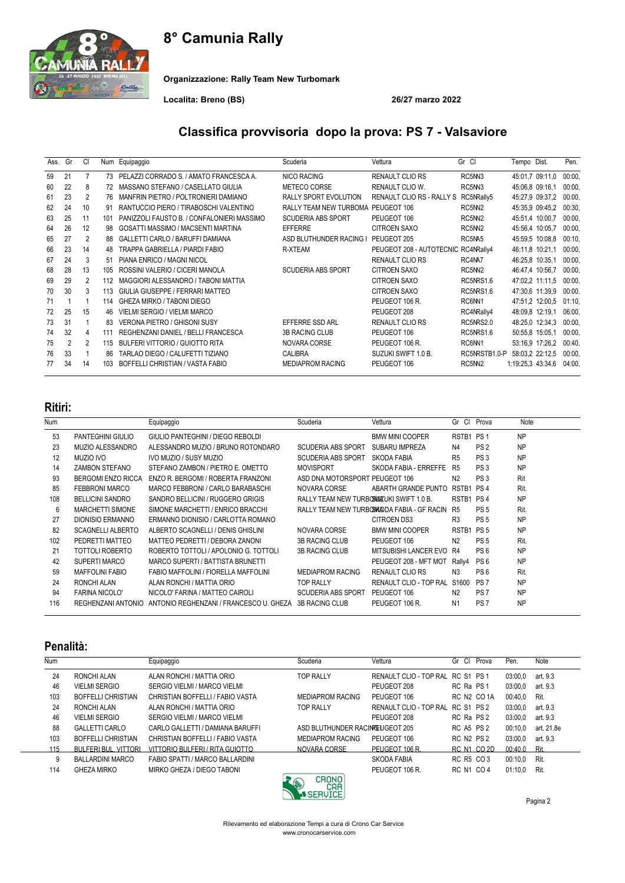# 8° Camunia Rally

**Organizzazione: Rally Team New Turbomark**

**Localita: Breno (BS)** **26/27 marzo 2022**

## Classifica provvisoria dopo la prova: PS 7 - Valsaviore

| Ass. | Gr | Cl | Num | Equipaggio | Scuderia | Vettura | Gr Cl | Tempo | Dist. | Pen. |
|---|---|---|---|---|---|---|---|---|---|---|
| 59 | 21 | 7 | 73 | PELAZZI CORRADO S. / AMATO FRANCESCA A. | NICO RACING | RENAULT CLIO RS | RC5NN3 | 45:01,7 | 09:11,0 | 00:00, |
| 60 | 22 | 8 | 72 | MASSANO STEFANO / CASELLATO GIULIA | METECO CORSE | RENAULT CLIO W. | RC5NN3 | 45:06,8 | 09:16,1 | 00:00, |
| 61 | 23 | 2 | 76 | MANFRIN PIETRO / POLTRONIERI DAMIANO | RALLY SPORT EVOLUTION | RENAULT CLIO RS - RALLY S | RC5NRally5 | 45:27,9 | 09:37,2 | 00:00, |
| 62 | 24 | 10 | 91 | RANTUCCIO PIERO / TIRABOSCHI VALENTINO | RALLY TEAM NEW TURBOMA | PEUGEOT 106 | RC5NN2 | 45:35,9 | 09:45,2 | 00:30, |
| 63 | 25 | 11 | 101 | PANIZZOLI FAUSTO B. / CONFALONIERI MASSIMO | SCUDERIA ABS SPORT | PEUGEOT 106 | RC5NN2 | 45:51,4 | 10:00,7 | 00:00, |
| 64 | 26 | 12 | 98 | GOSATTI MASSIMO / MACSENTI MARTINA | EFFERRE | CITROEN SAXO | RC5NN2 | 45:56,4 | 10:05,7 | 00:00, |
| 65 | 27 | 2 | 88 | GALLETTI CARLO / BARUFFI DAMIANA | ASD BLUTHUNDER RACING I | PEUGEOT 205 | RC5NA5 | 45:59,5 | 10:08,8 | 00:10, |
| 66 | 23 | 14 | 48 | TRAPPA GABRIELLA / PIARDI FABIO | R-XTEAM | PEUGEOT 208 - AUTOTECNIC | RC4NRally4 | 46:11,8 | 10:21,1 | 00:00, |
| 67 | 24 | 3 | 51 | PIANA ENRICO / MAGNI NICOL | | RENAULT CLIO RS | RC4NA7 | 46:25,8 | 10:35,1 | 00:00, |
| 68 | 28 | 13 | 105 | ROSSINI VALERIO / CICERI MANOLA | SCUDERIA ABS SPORT | CITROEN SAXO | RC5NN2 | 46:47,4 | 10:56,7 | 00:00, |
| 69 | 29 | 2 | 112 | MAGGIORI ALESSANDRO / TABONI MATTIA | | CITROEN SAXO | RC5NRS1.6 | 47:02,2 | 11:11,5 | 00:00, |
| 70 | 30 | 3 | 113 | GIULIA GIUSEPPE / FERRARI MATTEO | | CITROEN SAXO | RC5NRS1.6 | 47:30,6 | 11:39,9 | 00:00, |
| 71 | 1 | 1 | 114 | GHEZA MIRKO / TABONI DIEGO | | PEUGEOT 106 R. | RC6NN1 | 47:51,2 | 12:00,5 | 01:10, |
| 72 | 25 | 15 | 46 | VIELMI SERGIO / VIELMI MARCO | | PEUGEOT 208 | RC4NRally4 | 48:09,8 | 12:19,1 | 06:00, |
| 73 | 31 | 1 | 83 | VERONA PIETRO / GHISONI SUSY | EFFERRE SSD ARL | RENAULT CLIO RS | RC5NRS2.0 | 48:25,0 | 12:34,3 | 00:00, |
| 74 | 32 | 4 | 111 | REGHENZANI DANIEL / BELLI FRANCESCA | 3B RACING CLUB | PEUGEOT 106 | RC5NRS1.6 | 50:55,8 | 15:05,1 | 00:00, |
| 75 | 2 | 2 | 115 | BULFERI VITTORIO / GUIOTTO RITA | NOVARA CORSE | PEUGEOT 106 R. | RC6NN1 | 53:16,9 | 17:26,2 | 00:40, |
| 76 | 33 | 1 | 86 | TARLAO DIEGO / CALUFETTI TIZIANO | CALIBRA | SUZUKI SWIFT 1.0 B. | RC5NRSTB1.0-P | 58:03,2 | 22:12,5 | 00:00, |
| 77 | 34 | 14 | 103 | BOFFELLI CHRISTIAN / VASTA FABIO | MEDIAPROM RACING | PEUGEOT 106 | RC5NN2 | 1:19:25,3 | 43:34,6 | 04:00, |

## Ritiri:

| Num | | Equipaggio | Scuderia | Vettura | Gr Cl | Prova | Note |
|---|---|---|---|---|---|---|---|
| 53 | PANTEGHINI GIULIO | GIULIO PANTEGHINI / DIEGO REBOLDI | | BMW MINI COOPER | RSTB1 | PS 1 | NP |
| 23 | MUZIO ALESSANDRO | ALESSANDRO MUZIO / BRUNO ROTONDARO | SCUDERIA ABS SPORT | SUBARU IMPREZA | N4 | PS 2 | NP |
| 12 | MUZIO IVO | IVO MUZIO / SUSY MUZIO | SCUDERIA ABS SPORT | SKODA FABIA | R5 | PS 3 | NP |
| 14 | ZAMBON STEFANO | STEFANO ZAMBON / PIETRO E. OMETTO | MOVISPORT | SKODA FABIA - ERREFFE | R5 | PS 3 | NP |
| 93 | BERGOMI ENZO RICCA | ENZO R. BERGOMI / ROBERTA FRANZONI | ASD DNA MOTORSPORT | PEUGEOT 106 | N2 | PS 3 | Rit |
| 85 | FEBBRONI MARCO | MARCO FEBBRONI / CARLO BARABASCHI | NOVARA CORSE | ABARTH GRANDE PUNTO | RSTB1 | PS 4 | Rit. |
| 108 | BELLICINI SANDRO | SANDRO BELLICINI / RUGGERO GRIGIS | RALLY TEAM NEW TURBOMA | SUZUKI SWIFT 1.0 B. | RSTB1 | PS 4 | NP |
| 6 | MARCHETTI SIMONE | SIMONE MARCHETTI / ENRICO BRACCHI | RALLY TEAM NEW TURBOMA | SKODA FABIA - GF RACIN | R5 | PS 5 | Rit. |
| 27 | DIONISIO ERMANNO | ERMANNO DIONISIO / CARLOTTA ROMANO | | CITROEN DS3 | R3 | PS 5 | NP |
| 82 | SCAGNELLI ALBERTO | ALBERTO SCAGNELLI / DENIS GHISLINI | NOVARA CORSE | BMW MINI COOPER | RSTB1 | PS 5 | NP |
| 102 | PEDRETTI MATTEO | MATTEO PEDRETTI / DEBORA ZANONI | 3B RACING CLUB | PEUGEOT 106 | N2 | PS 5 | Rit. |
| 21 | TOTTOLI ROBERTO | ROBERTO TOTTOLI / APOLONIO G. TOTTOLI | 3B RACING CLUB | MITSUBISHI LANCER EVO | R4 | PS 6 | NP |
| 42 | SUPERTI MARCO | MARCO SUPERTI / BATTISTA BRUNETTI | | PEUGEOT 208 - MFT MOT | Rally4 | PS 6 | NP |
| 59 | MAFFOLINI FABIO | FABIO MAFFOLINI / FIORELLA MAFFOLINI | MEDIAPROM RACING | RENAULT CLIO RS | N3 | PS 6 | Rit. |
| 24 | RONCHI ALAN | ALAN RONCHI / MATTIA ORIO | TOP RALLY | RENAULT CLIO - TOP RAL | S1600 | PS 7 | NP |
| 94 | FARINA NICOLO' | NICOLO' FARINA / MATTEO CAIROLI | SCUDERIA ABS SPORT | PEUGEOT 106 | N2 | PS 7 | NP |
| 116 | REGHENZANI ANTONIO | ANTONIO REGHENZANI / FRANCESCO U. GHEZA | 3B RACING CLUB | PEUGEOT 106 R. | N1 | PS 7 | NP |

## Penalità:

| Num | | Equipaggio | Scuderia | Vettura | Gr Cl | Prova | Pen. | Note |
|---|---|---|---|---|---|---|---|---|
| 24 | RONCHI ALAN | ALAN RONCHI / MATTIA ORIO | TOP RALLY | RENAULT CLIO - TOP RAL | RC S1 | PS 1 | 03:00,0 | art. 9.3 |
| 46 | VIELMI SERGIO | SERGIO VIELMI / MARCO VIELMI | | PEUGEOT 208 | RC Ra | PS 1 | 03:00,0 | art. 9.3 |
| 103 | BOFFELLI CHRISTIAN | CHRISTIAN BOFFELLI / FABIO VASTA | MEDIAPROM RACING | PEUGEOT 106 | RC N2 | CO 1A | 00:40,0 | Rit. |
| 24 | RONCHI ALAN | ALAN RONCHI / MATTIA ORIO | TOP RALLY | RENAULT CLIO - TOP RAL | RC S1 | PS 2 | 03:00,0 | art. 9.3 |
| 46 | VIELMI SERGIO | SERGIO VIELMI / MARCO VIELMI | | PEUGEOT 208 | RC Ra | PS 2 | 03:00,0 | art. 9.3 |
| 88 | GALLETTI CARLO | CARLO GALLETTI / DAMIANA BARUFFI | ASD BLUTHUNDER RACING | PEUGEOT 205 | RC A5 | PS 2 | 00:10,0 | art. 21.8e |
| 103 | BOFFELLI CHRISTIAN | CHRISTIAN BOFFELLI / FABIO VASTA | MEDIAPROM RACING | PEUGEOT 106 | RC N2 | PS 2 | 03:00,0 | art. 9.3 |
| 115 | BULFERI BUL. VITTORI | VITTORIO BULFERI / RITA GUIOTTO | NOVARA CORSE | PEUGEOT 106 R. | RC N1 | CO 2D | 00:40,0 | Rit. |
| 9 | BALLARDINI MARCO | FABIO SPATTI / MARCO BALLARDINI | | SKODA FABIA | RC R5 | CO 3 | 00:10,0 | Rit. |
| 114 | GHEZA MIRKO | MIRKO GHEZA / DIEGO TABONI | | PEUGEOT 106 R. | RC N1 | CO 4 | 01:10,0 | Rit. |

Rilevamento ed elaborazione Tempi a cura di Crono Car Service
www.cronocarservice.com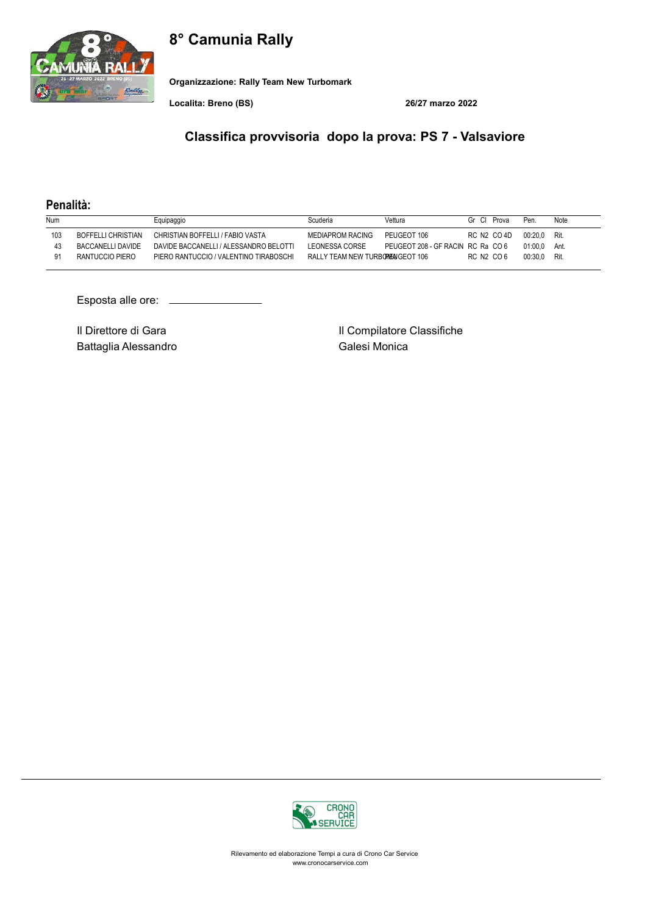# 8° Camunia Rally

**Organizzazione: Rally Team New Turbomark**

**Localita: Breno (BS)** **26/27 marzo 2022**

## Classifica provvisoria dopo la prova: PS 7 - Valsaviore

### Penalità:

| Num | | Equipaggio | Scuderia | Vettura | Gr | Cl | Prova | Pen. | Note |
|---|---|---|---|---|---|---|---|---|---|
| 103 | BOFFELLI CHRISTIAN | CHRISTIAN BOFFELLI / FABIO VASTA | MEDIAPROM RACING | PEUGEOT 106 | RC | N2 | CO 4D | 00:20,0 | Rit. |
| 43 | BACCANELLI DAVIDE | DAVIDE BACCANELLI / ALESSANDRO BELOTTI | LEONESSA CORSE | PEUGEOT 208 - GF RACIN | RC | Ra | CO 6 | 01:00,0 | Ant. |
| 91 | RANTUCCIO PIERO | PIERO RANTUCCIO / VALENTINO TIRABOSCHI | RALLY TEAM NEW TURBOMA | PEUGEOT 106 | RC | N2 | CO 6 | 00:30,0 | Rit. |

Esposta alle ore: ________________

Il Direttore di Gara
Battaglia Alessandro

Il Compilatore Classifiche
Galesi Monica

Rilevamento ed elaborazione Tempi a cura di Crono Car Service
www.cronocarservice.com